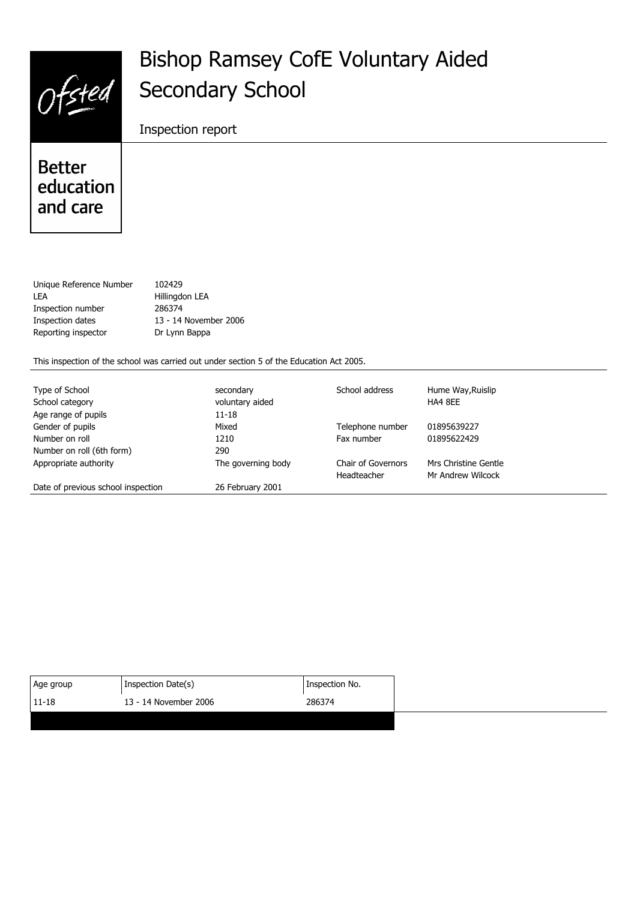Ofsted

# Bishop Ramsey CofE Voluntary Aided Secondary School

Inspection report

Better education and care

| | |
|---|---|
| Unique Reference Number | 102429 |
| LEA | Hillingdon LEA |
| Inspection number | 286374 |
| Inspection dates | 13 - 14 November 2006 |
| Reporting inspector | Dr Lynn Bappa |

This inspection of the school was carried out under section 5 of the Education Act 2005.

| | | | |
|---|---|---|---|
| Type of School | secondary | School address | Hume Way,Ruislip |
| School category | voluntary aided | | HA4 8EE |
| Age range of pupils | 11-18 | | |
| Gender of pupils | Mixed | Telephone number | 01895639227 |
| Number on roll | 1210 | Fax number | 01895622429 |
| Number on roll (6th form) | 290 | | |
| Appropriate authority | The governing body | Chair of Governors | Mrs Christine Gentle |
| | | Headteacher | Mr Andrew Wilcock |
| Date of previous school inspection | 26 February 2001 | | |

| Age group | Inspection Date(s) | Inspection No. |
|---|---|---|
| 11-18 | 13 - 14 November 2006 | 286374 |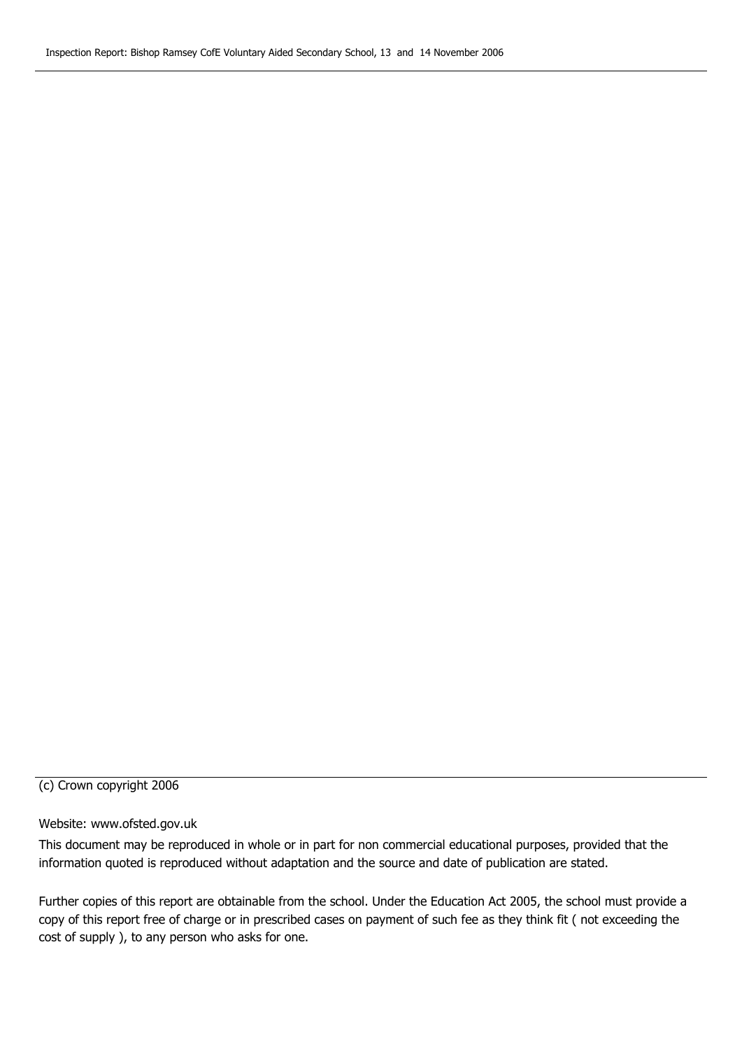(c) Crown copyright 2006

Website: www.ofsted.gov.uk

This document may be reproduced in whole or in part for non commercial educational purposes, provided that the information quoted is reproduced without adaptation and the source and date of publication are stated.

Further copies of this report are obtainable from the school. Under the Education Act 2005, the school must provide a copy of this report free of charge or in prescribed cases on payment of such fee as they think fit ( not exceeding the cost of supply ), to any person who asks for one.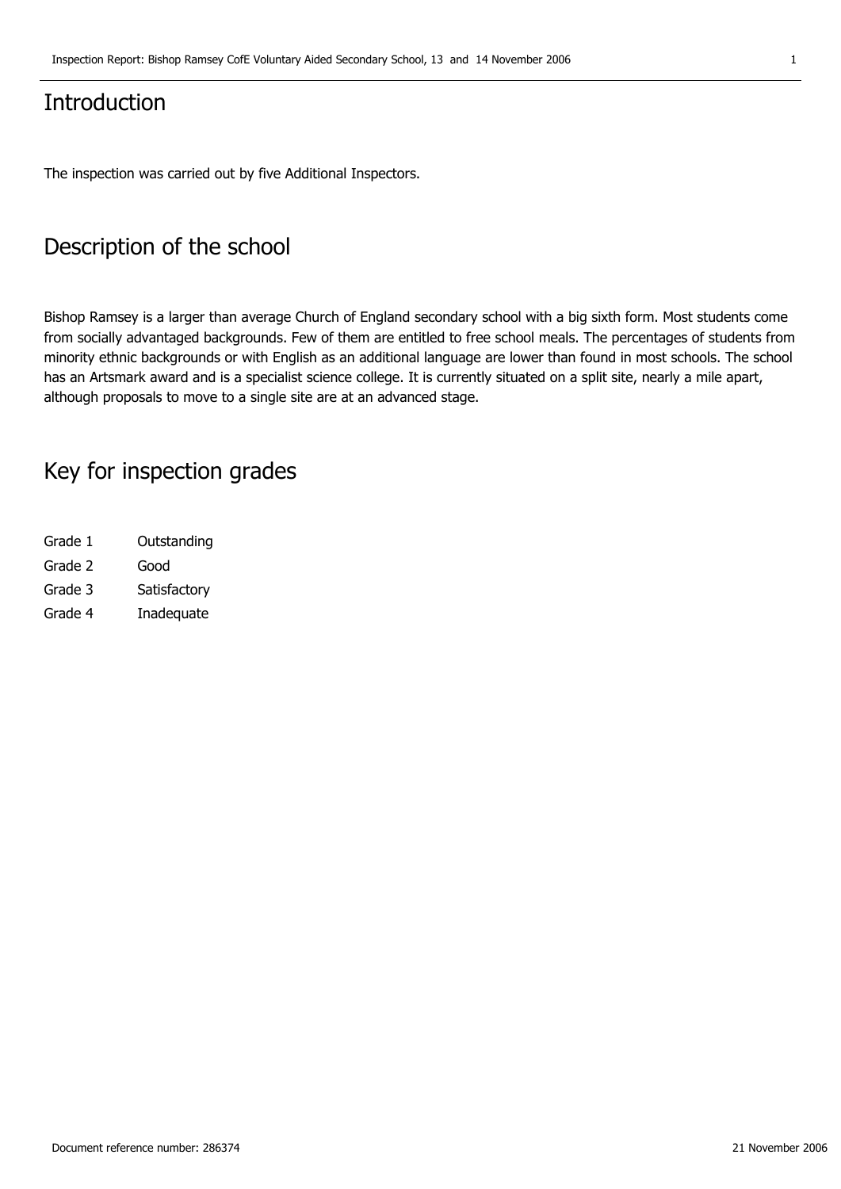## Introduction

The inspection was carried out by five Additional Inspectors.

## Description of the school

Bishop Ramsey is a larger than average Church of England secondary school with a big sixth form. Most students come from socially advantaged backgrounds. Few of them are entitled to free school meals. The percentages of students from minority ethnic backgrounds or with English as an additional language are lower than found in most schools. The school has an Artsmark award and is a specialist science college. It is currently situated on a split site, nearly a mile apart, although proposals to move to a single site are at an advanced stage.

## Key for inspection grades

| | |
|---|---|
| Grade 1 | Outstanding |
| Grade 2 | Good |
| Grade 3 | Satisfactory |
| Grade 4 | Inadequate |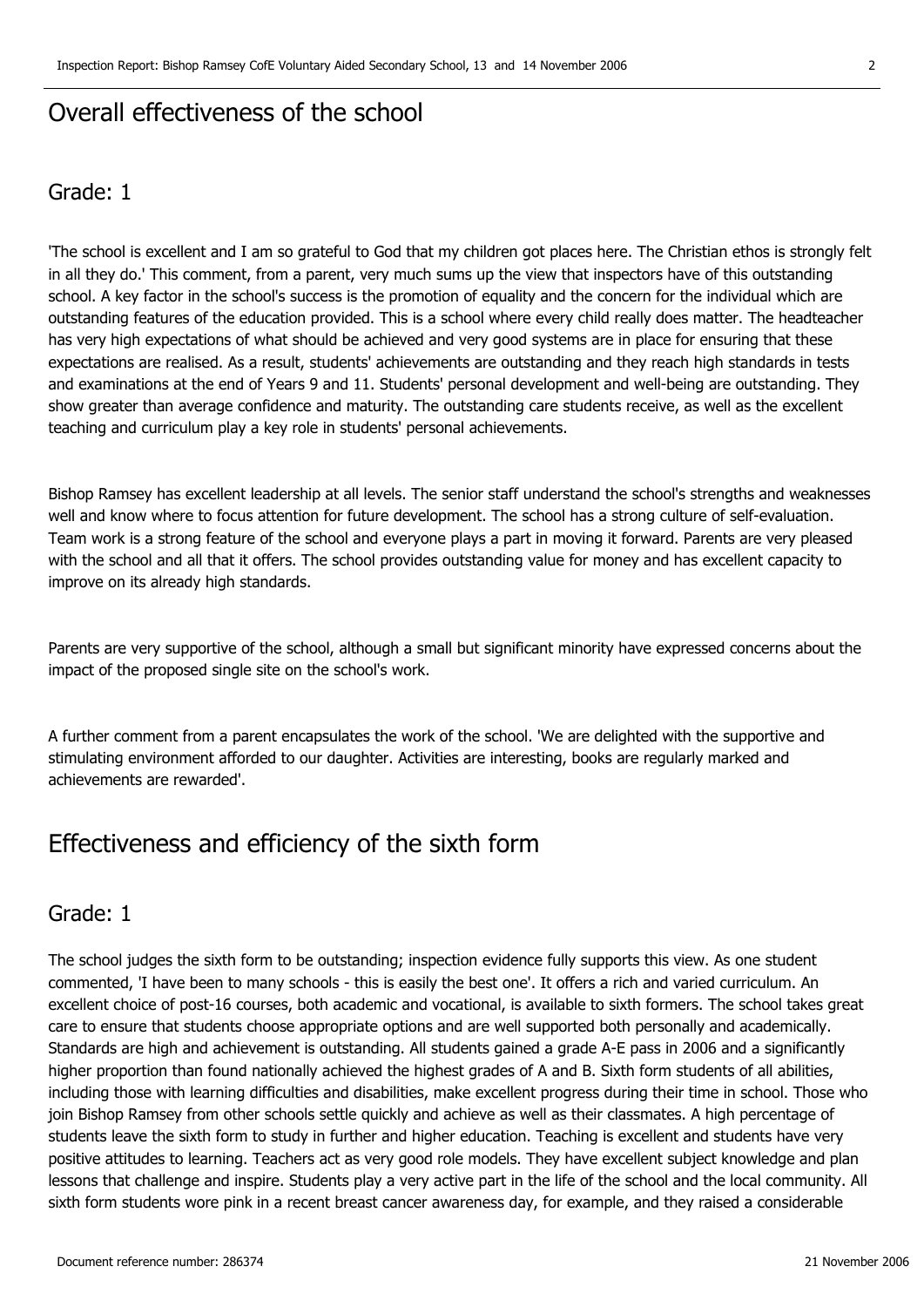# Overall effectiveness of the school

## Grade: 1

'The school is excellent and I am so grateful to God that my children got places here. The Christian ethos is strongly felt in all they do.' This comment, from a parent, very much sums up the view that inspectors have of this outstanding school. A key factor in the school's success is the promotion of equality and the concern for the individual which are outstanding features of the education provided. This is a school where every child really does matter. The headteacher has very high expectations of what should be achieved and very good systems are in place for ensuring that these expectations are realised. As a result, students' achievements are outstanding and they reach high standards in tests and examinations at the end of Years 9 and 11. Students' personal development and well-being are outstanding. They show greater than average confidence and maturity. The outstanding care students receive, as well as the excellent teaching and curriculum play a key role in students' personal achievements.

Bishop Ramsey has excellent leadership at all levels. The senior staff understand the school's strengths and weaknesses well and know where to focus attention for future development. The school has a strong culture of self-evaluation. Team work is a strong feature of the school and everyone plays a part in moving it forward. Parents are very pleased with the school and all that it offers. The school provides outstanding value for money and has excellent capacity to improve on its already high standards.

Parents are very supportive of the school, although a small but significant minority have expressed concerns about the impact of the proposed single site on the school's work.

A further comment from a parent encapsulates the work of the school. 'We are delighted with the supportive and stimulating environment afforded to our daughter. Activities are interesting, books are regularly marked and achievements are rewarded'.

# Effectiveness and efficiency of the sixth form

## Grade: 1

The school judges the sixth form to be outstanding; inspection evidence fully supports this view. As one student commented, 'I have been to many schools - this is easily the best one'. It offers a rich and varied curriculum. An excellent choice of post-16 courses, both academic and vocational, is available to sixth formers. The school takes great care to ensure that students choose appropriate options and are well supported both personally and academically. Standards are high and achievement is outstanding. All students gained a grade A-E pass in 2006 and a significantly higher proportion than found nationally achieved the highest grades of A and B. Sixth form students of all abilities, including those with learning difficulties and disabilities, make excellent progress during their time in school. Those who join Bishop Ramsey from other schools settle quickly and achieve as well as their classmates. A high percentage of students leave the sixth form to study in further and higher education. Teaching is excellent and students have very positive attitudes to learning. Teachers act as very good role models. They have excellent subject knowledge and plan lessons that challenge and inspire. Students play a very active part in the life of the school and the local community. All sixth form students wore pink in a recent breast cancer awareness day, for example, and they raised a considerable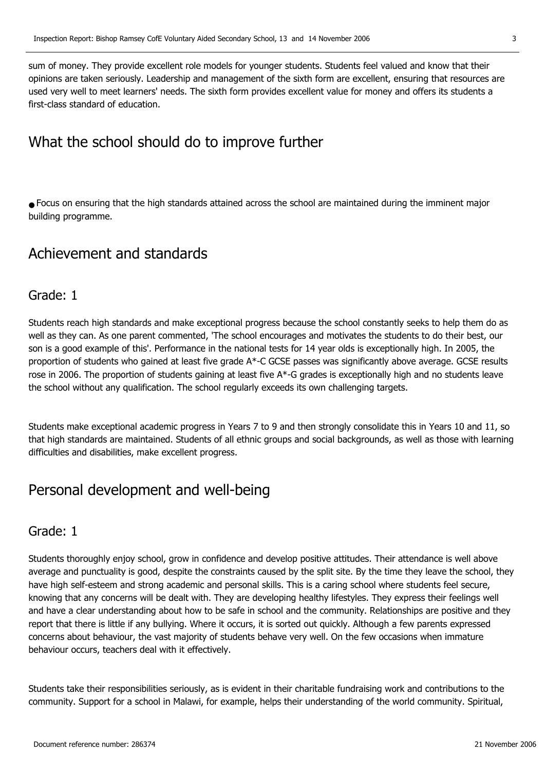sum of money. They provide excellent role models for younger students. Students feel valued and know that their opinions are taken seriously. Leadership and management of the sixth form are excellent, ensuring that resources are used very well to meet learners' needs. The sixth form provides excellent value for money and offers its students a first-class standard of education.

# What the school should do to improve further

- Focus on ensuring that the high standards attained across the school are maintained during the imminent major building programme.

# Achievement and standards

## Grade: 1

Students reach high standards and make exceptional progress because the school constantly seeks to help them do as well as they can. As one parent commented, 'The school encourages and motivates the students to do their best, our son is a good example of this'. Performance in the national tests for 14 year olds is exceptionally high. In 2005, the proportion of students who gained at least five grade A*-C GCSE passes was significantly above average. GCSE results rose in 2006. The proportion of students gaining at least five A*-G grades is exceptionally high and no students leave the school without any qualification. The school regularly exceeds its own challenging targets.

Students make exceptional academic progress in Years 7 to 9 and then strongly consolidate this in Years 10 and 11, so that high standards are maintained. Students of all ethnic groups and social backgrounds, as well as those with learning difficulties and disabilities, make excellent progress.

# Personal development and well-being

## Grade: 1

Students thoroughly enjoy school, grow in confidence and develop positive attitudes. Their attendance is well above average and punctuality is good, despite the constraints caused by the split site. By the time they leave the school, they have high self-esteem and strong academic and personal skills. This is a caring school where students feel secure, knowing that any concerns will be dealt with. They are developing healthy lifestyles. They express their feelings well and have a clear understanding about how to be safe in school and the community. Relationships are positive and they report that there is little if any bullying. Where it occurs, it is sorted out quickly. Although a few parents expressed concerns about behaviour, the vast majority of students behave very well. On the few occasions when immature behaviour occurs, teachers deal with it effectively.

Students take their responsibilities seriously, as is evident in their charitable fundraising work and contributions to the community. Support for a school in Malawi, for example, helps their understanding of the world community. Spiritual,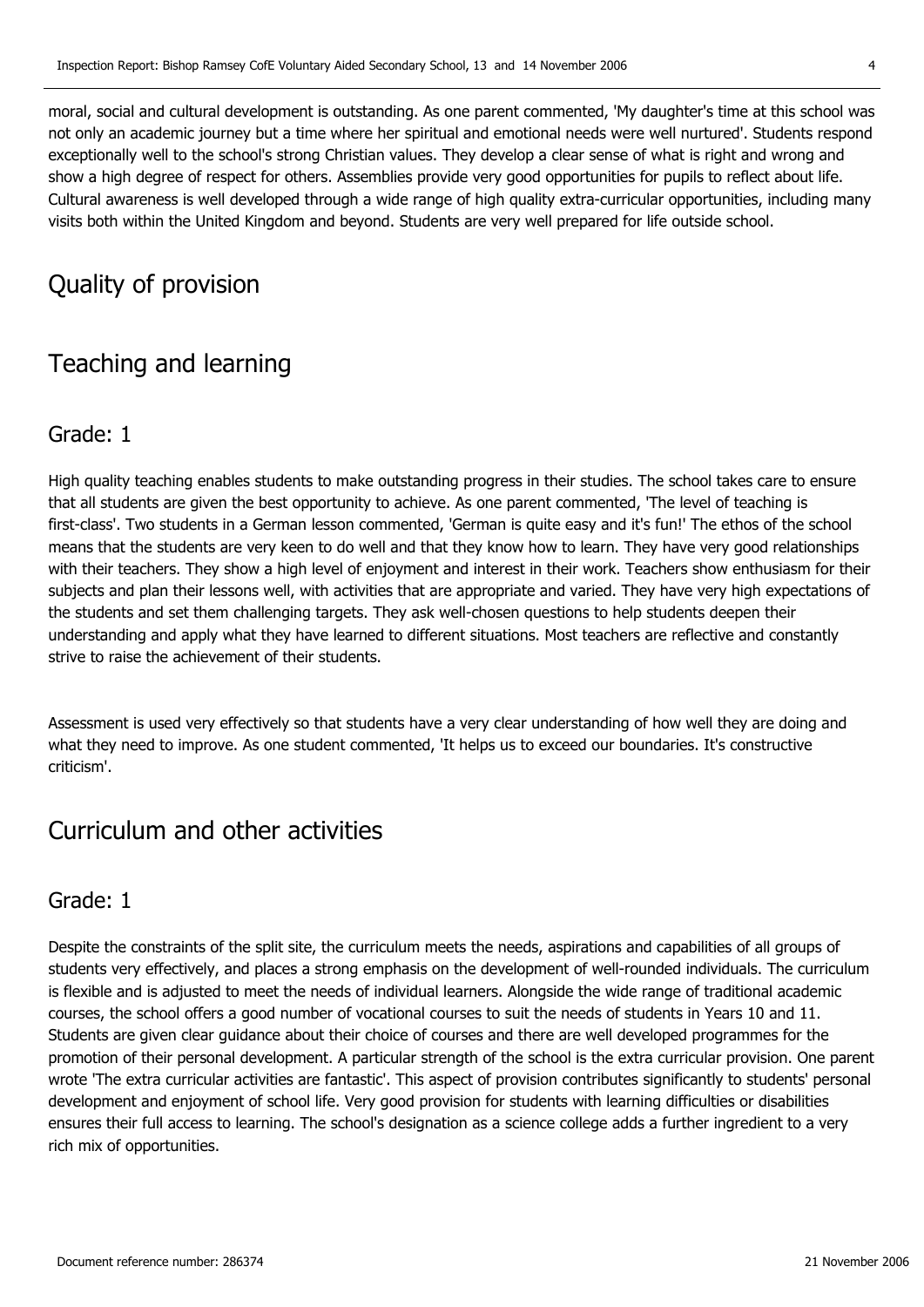moral, social and cultural development is outstanding. As one parent commented, 'My daughter's time at this school was not only an academic journey but a time where her spiritual and emotional needs were well nurtured'. Students respond exceptionally well to the school's strong Christian values. They develop a clear sense of what is right and wrong and show a high degree of respect for others. Assemblies provide very good opportunities for pupils to reflect about life. Cultural awareness is well developed through a wide range of high quality extra-curricular opportunities, including many visits both within the United Kingdom and beyond. Students are very well prepared for life outside school.

# Quality of provision

## Teaching and learning

### Grade: 1

High quality teaching enables students to make outstanding progress in their studies. The school takes care to ensure that all students are given the best opportunity to achieve. As one parent commented, 'The level of teaching is first-class'. Two students in a German lesson commented, 'German is quite easy and it's fun!' The ethos of the school means that the students are very keen to do well and that they know how to learn. They have very good relationships with their teachers. They show a high level of enjoyment and interest in their work. Teachers show enthusiasm for their subjects and plan their lessons well, with activities that are appropriate and varied. They have very high expectations of the students and set them challenging targets. They ask well-chosen questions to help students deepen their understanding and apply what they have learned to different situations. Most teachers are reflective and constantly strive to raise the achievement of their students.

Assessment is used very effectively so that students have a very clear understanding of how well they are doing and what they need to improve. As one student commented, 'It helps us to exceed our boundaries. It's constructive criticism'.

## Curriculum and other activities

### Grade: 1

Despite the constraints of the split site, the curriculum meets the needs, aspirations and capabilities of all groups of students very effectively, and places a strong emphasis on the development of well-rounded individuals. The curriculum is flexible and is adjusted to meet the needs of individual learners. Alongside the wide range of traditional academic courses, the school offers a good number of vocational courses to suit the needs of students in Years 10 and 11. Students are given clear guidance about their choice of courses and there are well developed programmes for the promotion of their personal development. A particular strength of the school is the extra curricular provision. One parent wrote 'The extra curricular activities are fantastic'. This aspect of provision contributes significantly to students' personal development and enjoyment of school life. Very good provision for students with learning difficulties or disabilities ensures their full access to learning. The school's designation as a science college adds a further ingredient to a very rich mix of opportunities.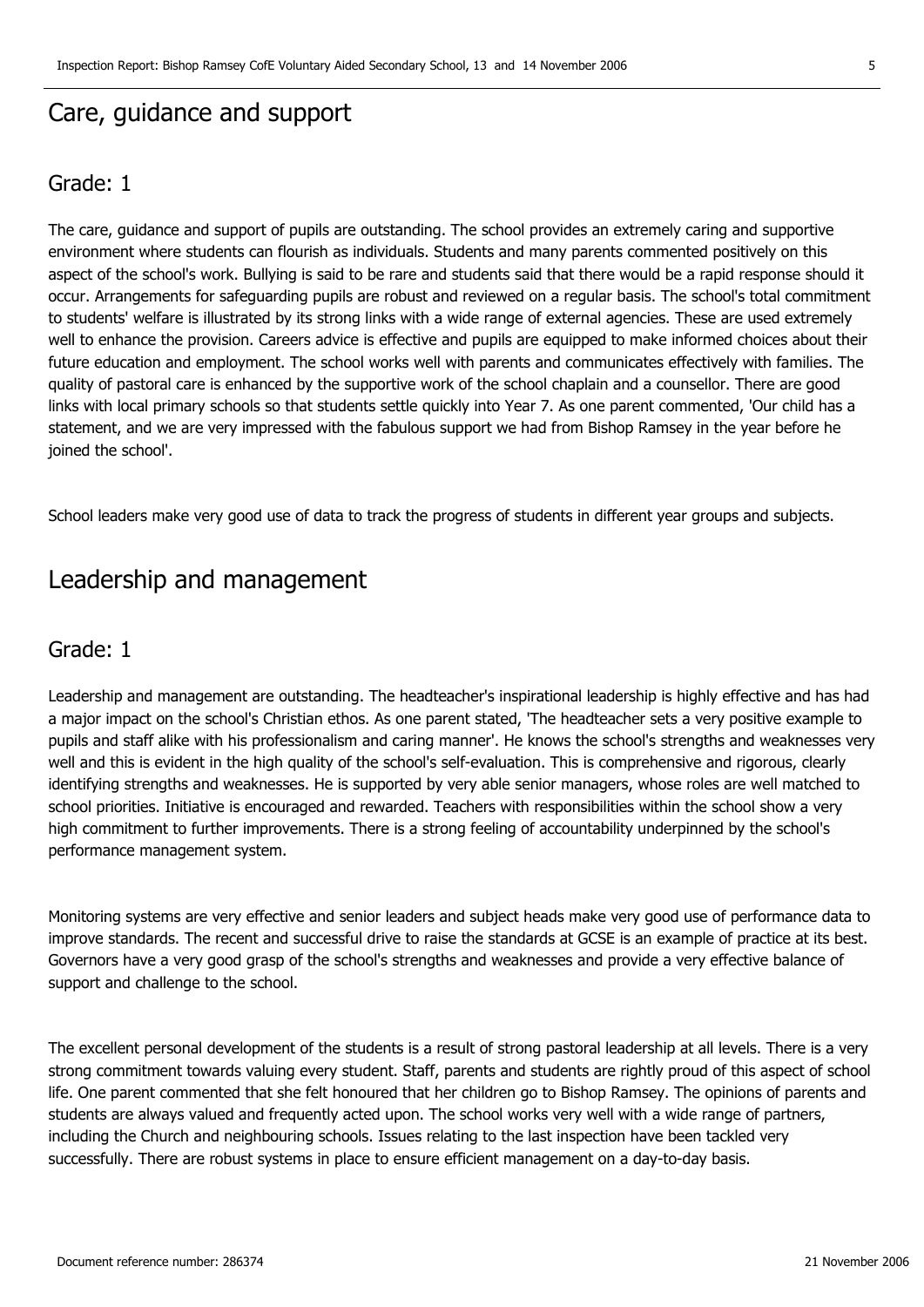## Care, guidance and support

### Grade: 1

The care, guidance and support of pupils are outstanding. The school provides an extremely caring and supportive environment where students can flourish as individuals. Students and many parents commented positively on this aspect of the school's work. Bullying is said to be rare and students said that there would be a rapid response should it occur. Arrangements for safeguarding pupils are robust and reviewed on a regular basis. The school's total commitment to students' welfare is illustrated by its strong links with a wide range of external agencies. These are used extremely well to enhance the provision. Careers advice is effective and pupils are equipped to make informed choices about their future education and employment. The school works well with parents and communicates effectively with families. The quality of pastoral care is enhanced by the supportive work of the school chaplain and a counsellor. There are good links with local primary schools so that students settle quickly into Year 7. As one parent commented, 'Our child has a statement, and we are very impressed with the fabulous support we had from Bishop Ramsey in the year before he joined the school'.

School leaders make very good use of data to track the progress of students in different year groups and subjects.

## Leadership and management

### Grade: 1

Leadership and management are outstanding. The headteacher's inspirational leadership is highly effective and has had a major impact on the school's Christian ethos. As one parent stated, 'The headteacher sets a very positive example to pupils and staff alike with his professionalism and caring manner'. He knows the school's strengths and weaknesses very well and this is evident in the high quality of the school's self-evaluation. This is comprehensive and rigorous, clearly identifying strengths and weaknesses. He is supported by very able senior managers, whose roles are well matched to school priorities. Initiative is encouraged and rewarded. Teachers with responsibilities within the school show a very high commitment to further improvements. There is a strong feeling of accountability underpinned by the school's performance management system.

Monitoring systems are very effective and senior leaders and subject heads make very good use of performance data to improve standards. The recent and successful drive to raise the standards at GCSE is an example of practice at its best. Governors have a very good grasp of the school's strengths and weaknesses and provide a very effective balance of support and challenge to the school.

The excellent personal development of the students is a result of strong pastoral leadership at all levels. There is a very strong commitment towards valuing every student. Staff, parents and students are rightly proud of this aspect of school life. One parent commented that she felt honoured that her children go to Bishop Ramsey. The opinions of parents and students are always valued and frequently acted upon. The school works very well with a wide range of partners, including the Church and neighbouring schools. Issues relating to the last inspection have been tackled very successfully. There are robust systems in place to ensure efficient management on a day-to-day basis.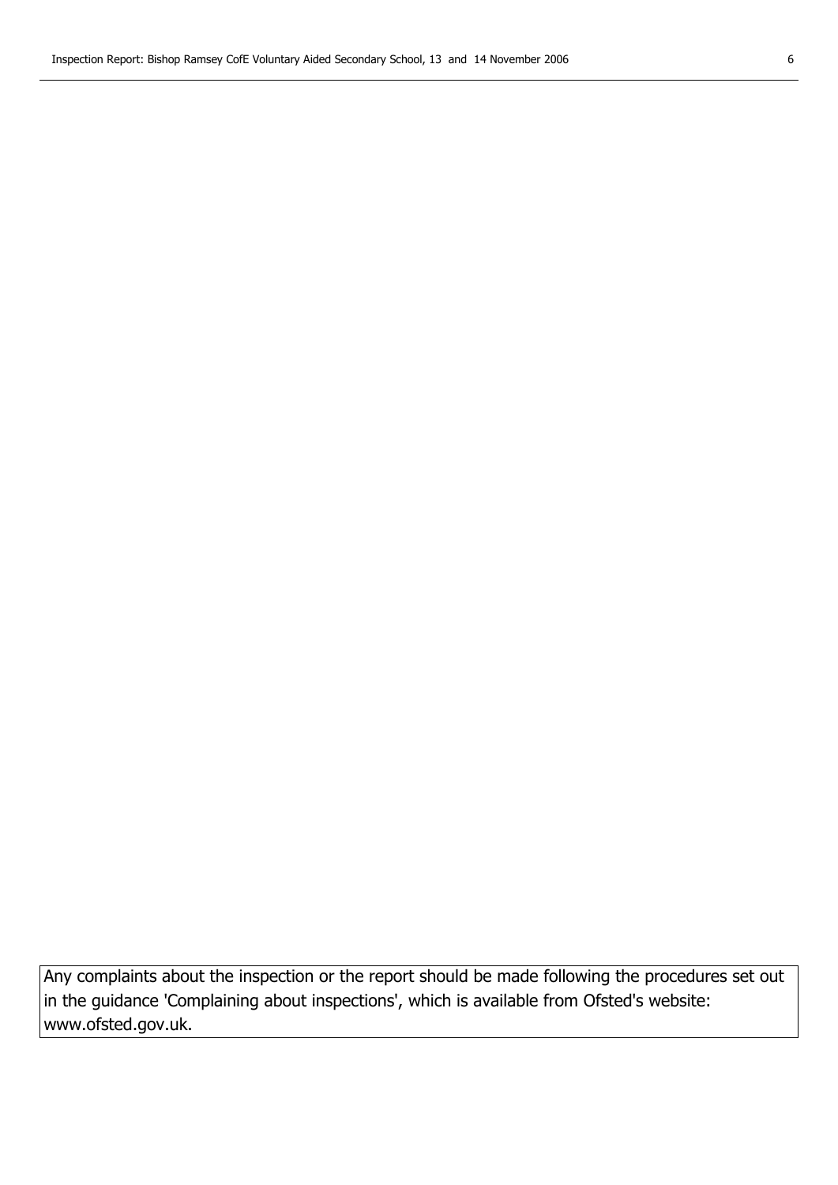Any complaints about the inspection or the report should be made following the procedures set out in the guidance 'Complaining about inspections', which is available from Ofsted's website: www.ofsted.gov.uk.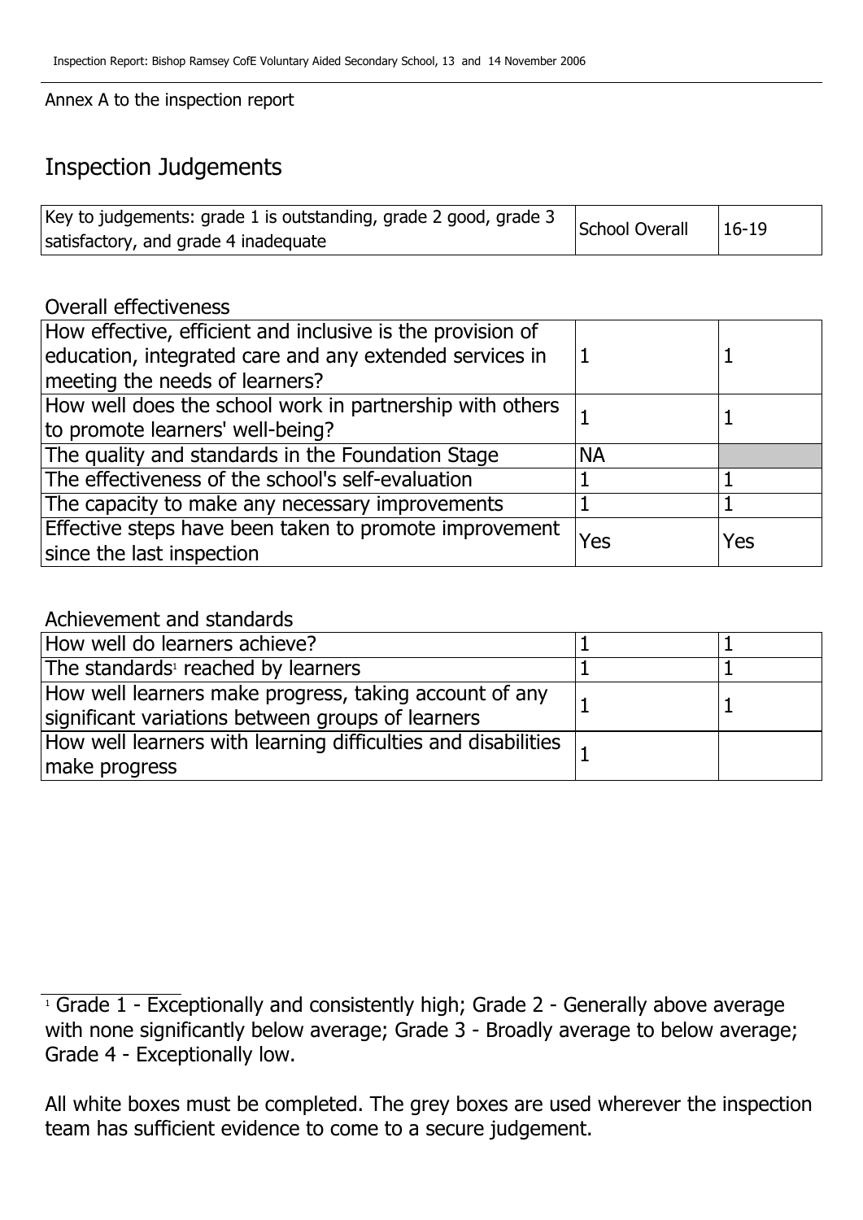Annex A to the inspection report

## Inspection Judgements

| Key to judgements: grade 1 is outstanding, grade 2 good, grade 3 satisfactory, and grade 4 inadequate | School Overall | 16-19 |
| --- | --- | --- |

### Overall effectiveness

| | | |
| --- | --- | --- |
| How effective, efficient and inclusive is the provision of education, integrated care and any extended services in meeting the needs of learners? | 1 | 1 |
| How well does the school work in partnership with others to promote learners' well-being? | 1 | 1 |
| The quality and standards in the Foundation Stage | NA | |
| The effectiveness of the school's self-evaluation | 1 | 1 |
| The capacity to make any necessary improvements | 1 | 1 |
| Effective steps have been taken to promote improvement since the last inspection | Yes | Yes |

### Achievement and standards

| | | |
| --- | --- | --- |
| How well do learners achieve? | 1 | 1 |
| The standards[1] reached by learners | 1 | 1 |
| How well learners make progress, taking account of any significant variations between groups of learners | 1 | 1 |
| How well learners with learning difficulties and disabilities make progress | 1 | |

[1] Grade 1 - Exceptionally and consistently high; Grade 2 - Generally above average with none significantly below average; Grade 3 - Broadly average to below average; Grade 4 - Exceptionally low.

All white boxes must be completed. The grey boxes are used wherever the inspection team has sufficient evidence to come to a secure judgement.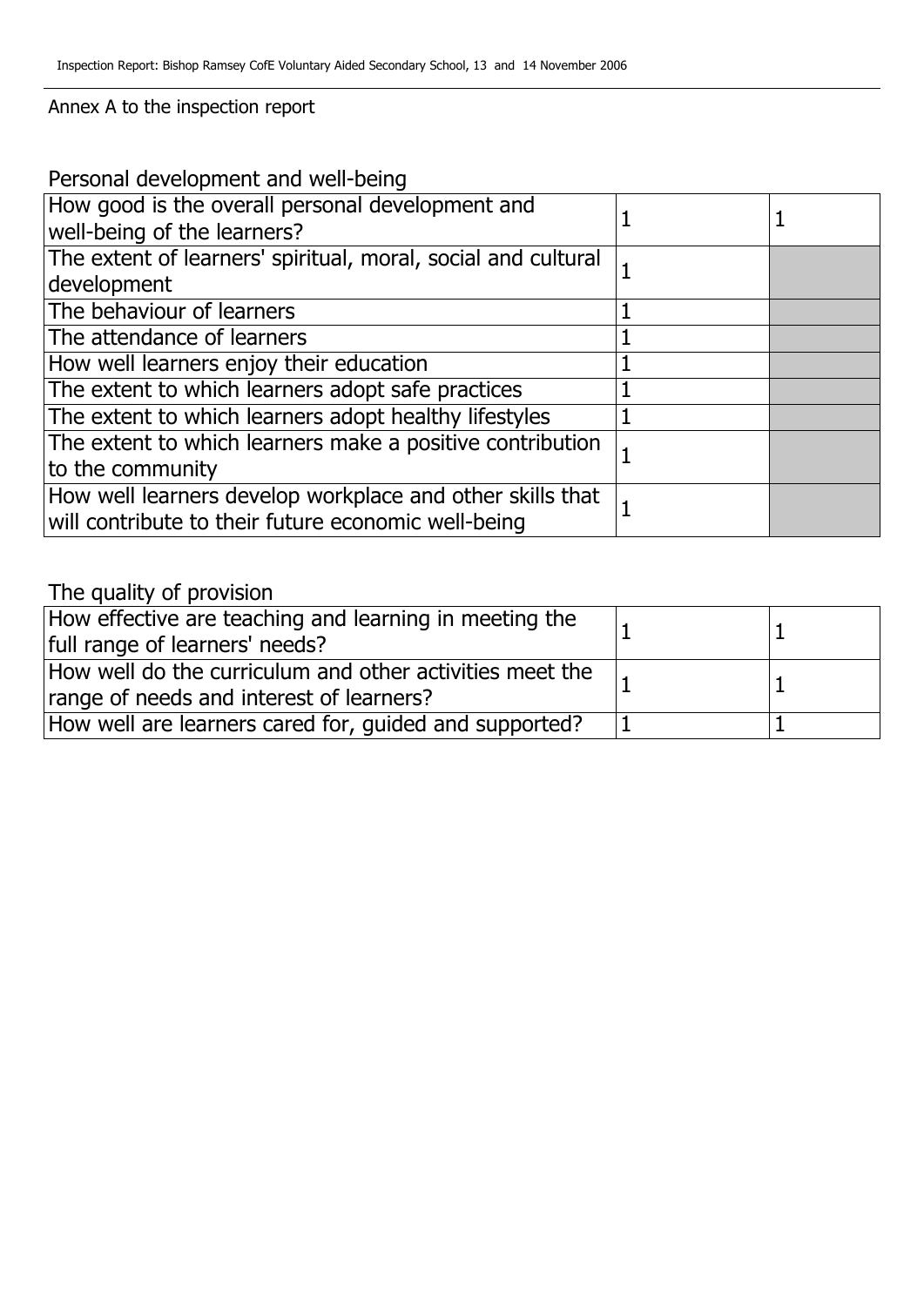Annex A to the inspection report

### Personal development and well-being

| | | |
|---|---|---|
| How good is the overall personal development and well-being of the learners? | 1 | 1 |
| The extent of learners' spiritual, moral, social and cultural development | 1 | |
| The behaviour of learners | 1 | |
| The attendance of learners | 1 | |
| How well learners enjoy their education | 1 | |
| The extent to which learners adopt safe practices | 1 | |
| The extent to which learners adopt healthy lifestyles | 1 | |
| The extent to which learners make a positive contribution to the community | 1 | |
| How well learners develop workplace and other skills that will contribute to their future economic well-being | 1 | |

### The quality of provision

| | | |
|---|---|---|
| How effective are teaching and learning in meeting the full range of learners' needs? | 1 | 1 |
| How well do the curriculum and other activities meet the range of needs and interest of learners? | 1 | 1 |
| How well are learners cared for, guided and supported? | 1 | 1 |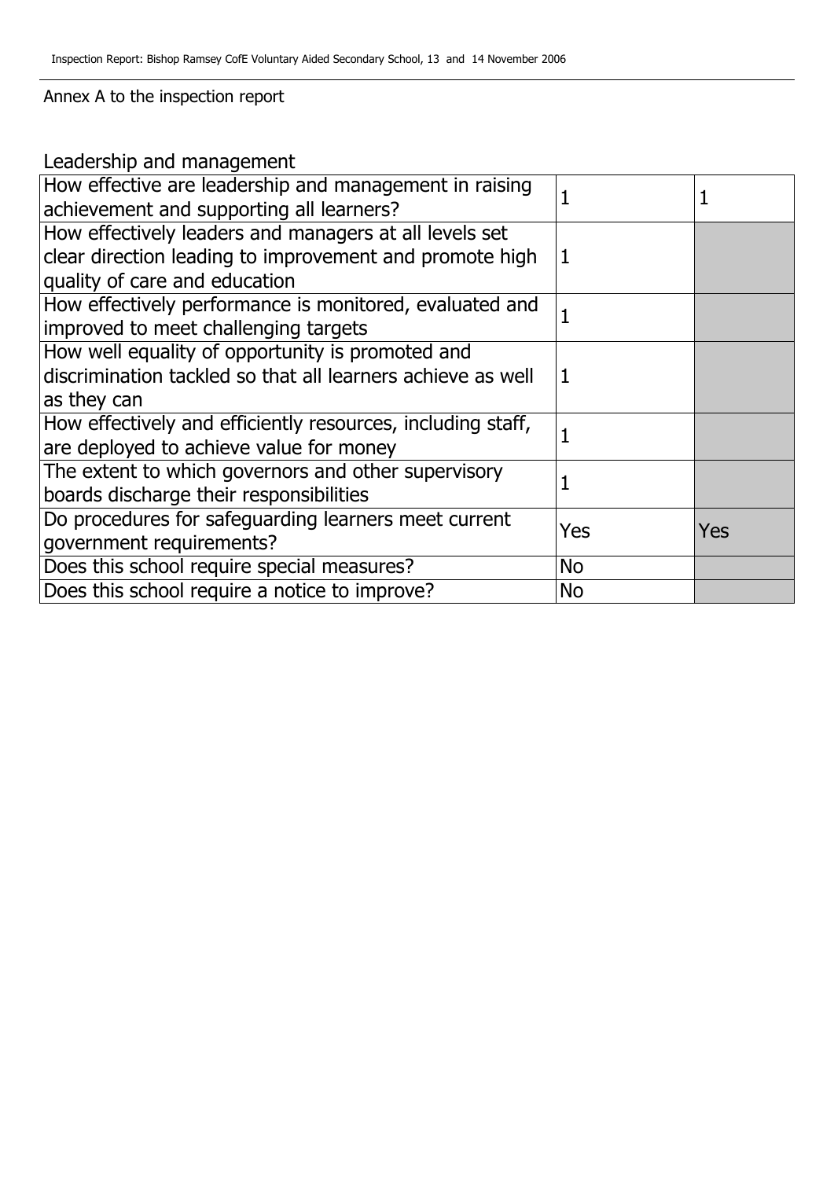Annex A to the inspection report

## Leadership and management

| | | |
|---|---|---|
| How effective are leadership and management in raising achievement and supporting all learners? | 1 | 1 |
| How effectively leaders and managers at all levels set clear direction leading to improvement and promote high quality of care and education | 1 | |
| How effectively performance is monitored, evaluated and improved to meet challenging targets | 1 | |
| How well equality of opportunity is promoted and discrimination tackled so that all learners achieve as well as they can | 1 | |
| How effectively and efficiently resources, including staff, are deployed to achieve value for money | 1 | |
| The extent to which governors and other supervisory boards discharge their responsibilities | 1 | |
| Do procedures for safeguarding learners meet current government requirements? | Yes | Yes |
| Does this school require special measures? | No | |
| Does this school require a notice to improve? | No | |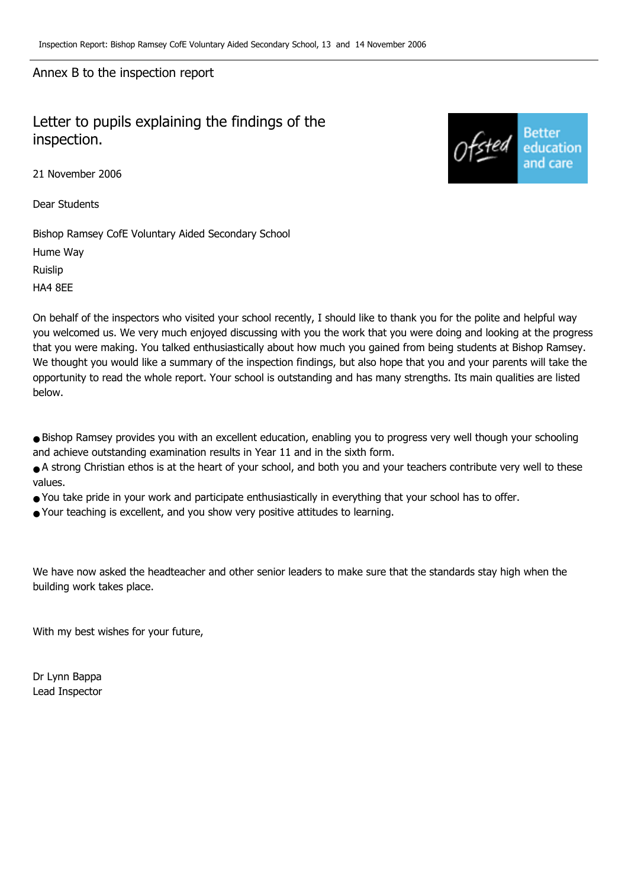Annex B to the inspection report

## Letter to pupils explaining the findings of the inspection.

21 November 2006

Dear Students

Bishop Ramsey CofE Voluntary Aided Secondary School
Hume Way
Ruislip
HA4 8EE

On behalf of the inspectors who visited your school recently, I should like to thank you for the polite and helpful way you welcomed us. We very much enjoyed discussing with you the work that you were doing and looking at the progress that you were making. You talked enthusiastically about how much you gained from being students at Bishop Ramsey. We thought you would like a summary of the inspection findings, but also hope that you and your parents will take the opportunity to read the whole report. Your school is outstanding and has many strengths. Its main qualities are listed below.

- Bishop Ramsey provides you with an excellent education, enabling you to progress very well though your schooling and achieve outstanding examination results in Year 11 and in the sixth form.
- A strong Christian ethos is at the heart of your school, and both you and your teachers contribute very well to these values.
- You take pride in your work and participate enthusiastically in everything that your school has to offer.
- Your teaching is excellent, and you show very positive attitudes to learning.

We have now asked the headteacher and other senior leaders to make sure that the standards stay high when the building work takes place.

With my best wishes for your future,

Dr Lynn Bappa
Lead Inspector